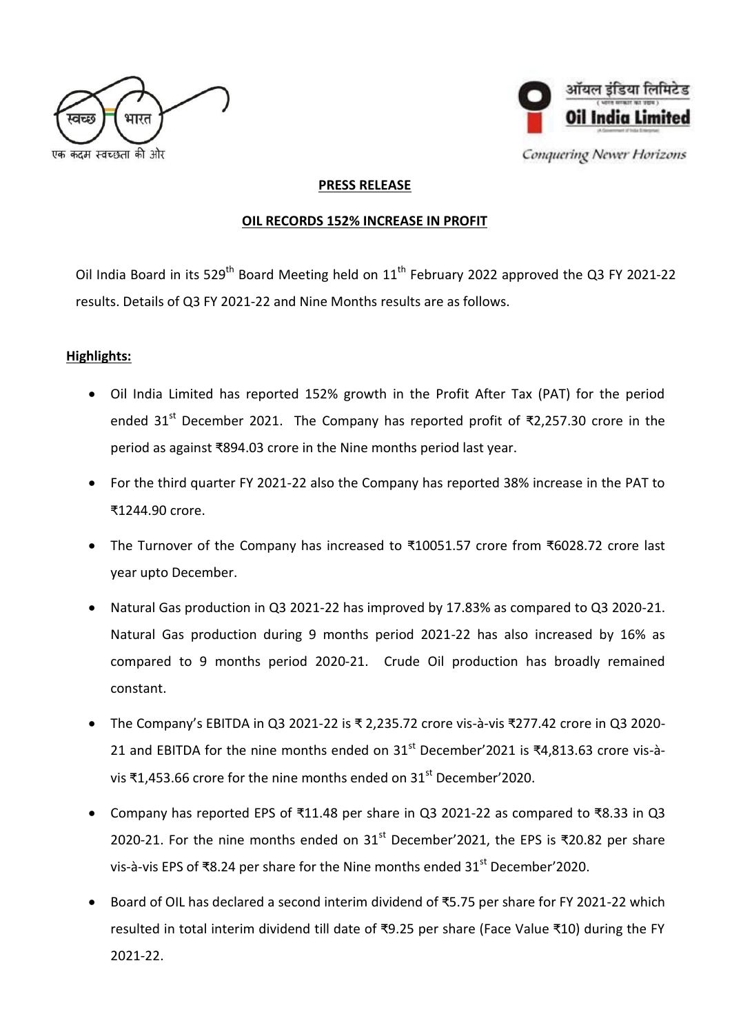स्वच्छ भारत
एक कदम स्वच्छता की ओर

ऑयल इंडिया लिमिटेड
Oil India Limited
*Conquering Newer Horizons*

## PRESS RELEASE

## OIL RECORDS 152% INCREASE IN PROFIT

Oil India Board in its 529th Board Meeting held on 11th February 2022 approved the Q3 FY 2021-22 results. Details of Q3 FY 2021-22 and Nine Months results are as follows.

**Highlights:**

- Oil India Limited has reported 152% growth in the Profit After Tax (PAT) for the period ended 31st December 2021. The Company has reported profit of ₹2,257.30 crore in the period as against ₹894.03 crore in the Nine months period last year.
- For the third quarter FY 2021-22 also the Company has reported 38% increase in the PAT to ₹1244.90 crore.
- The Turnover of the Company has increased to ₹10051.57 crore from ₹6028.72 crore last year upto December.
- Natural Gas production in Q3 2021-22 has improved by 17.83% as compared to Q3 2020-21. Natural Gas production during 9 months period 2021-22 has also increased by 16% as compared to 9 months period 2020-21. Crude Oil production has broadly remained constant.
- The Company's EBITDA in Q3 2021-22 is ₹ 2,235.72 crore vis-à-vis ₹277.42 crore in Q3 2020-21 and EBITDA for the nine months ended on 31st December'2021 is ₹4,813.63 crore vis-à-vis ₹1,453.66 crore for the nine months ended on 31st December'2020.
- Company has reported EPS of ₹11.48 per share in Q3 2021-22 as compared to ₹8.33 in Q3 2020-21. For the nine months ended on 31st December'2021, the EPS is ₹20.82 per share vis-à-vis EPS of ₹8.24 per share for the Nine months ended 31st December'2020.
- Board of OIL has declared a second interim dividend of ₹5.75 per share for FY 2021-22 which resulted in total interim dividend till date of ₹9.25 per share (Face Value ₹10) during the FY 2021-22.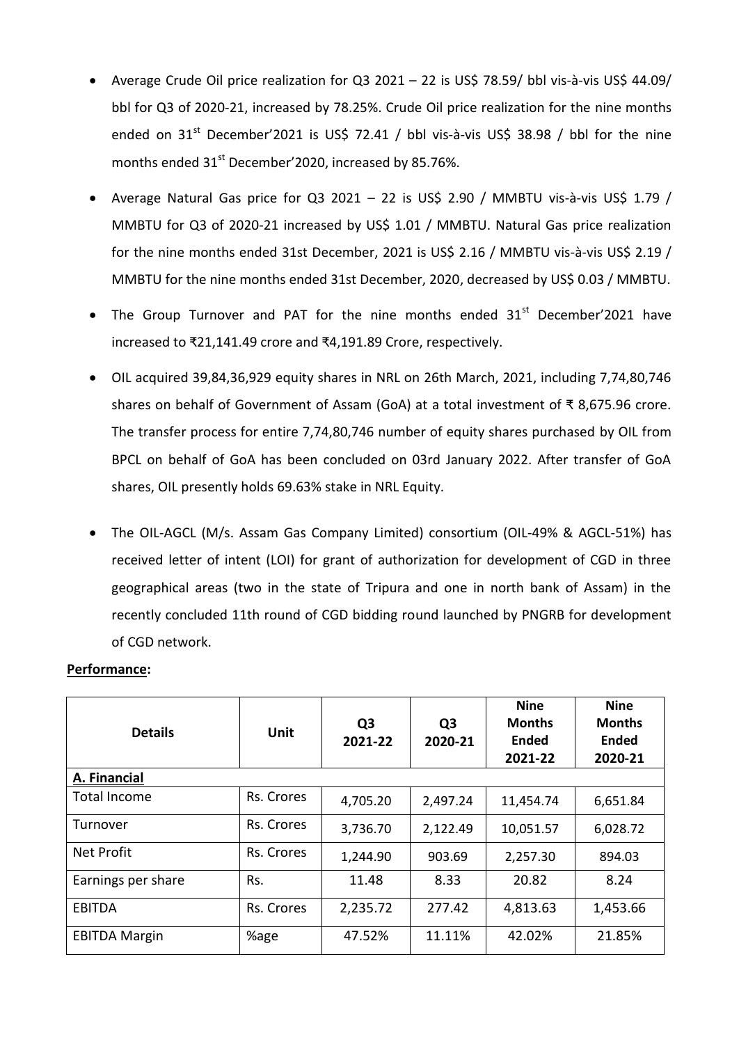- Average Crude Oil price realization for Q3 2021 – 22 is US$ 78.59/ bbl vis-à-vis US$ 44.09/ bbl for Q3 of 2020-21, increased by 78.25%. Crude Oil price realization for the nine months ended on 31st December'2021 is US$ 72.41 / bbl vis-à-vis US$ 38.98 / bbl for the nine months ended 31st December'2020, increased by 85.76%.

- Average Natural Gas price for Q3 2021 – 22 is US$ 2.90 / MMBTU vis-à-vis US$ 1.79 / MMBTU for Q3 of 2020-21 increased by US$ 1.01 / MMBTU. Natural Gas price realization for the nine months ended 31st December, 2021 is US$ 2.16 / MMBTU vis-à-vis US$ 2.19 / MMBTU for the nine months ended 31st December, 2020, decreased by US$ 0.03 / MMBTU.

- The Group Turnover and PAT for the nine months ended 31st December'2021 have increased to ₹21,141.49 crore and ₹4,191.89 Crore, respectively.

- OIL acquired 39,84,36,929 equity shares in NRL on 26th March, 2021, including 7,74,80,746 shares on behalf of Government of Assam (GoA) at a total investment of ₹ 8,675.96 crore. The transfer process for entire 7,74,80,746 number of equity shares purchased by OIL from BPCL on behalf of GoA has been concluded on 03rd January 2022. After transfer of GoA shares, OIL presently holds 69.63% stake in NRL Equity.

- The OIL-AGCL (M/s. Assam Gas Company Limited) consortium (OIL-49% & AGCL-51%) has received letter of intent (LOI) for grant of authorization for development of CGD in three geographical areas (two in the state of Tripura and one in north bank of Assam) in the recently concluded 11th round of CGD bidding round launched by PNGRB for development of CGD network.

**Performance:**

| Details | Unit | Q3 2021-22 | Q3 2020-21 | Nine Months Ended 2021-22 | Nine Months Ended 2020-21 |
|---|---|---|---|---|---|
| **A. Financial** | | | | | |
| Total Income | Rs. Crores | 4,705.20 | 2,497.24 | 11,454.74 | 6,651.84 |
| Turnover | Rs. Crores | 3,736.70 | 2,122.49 | 10,051.57 | 6,028.72 |
| Net Profit | Rs. Crores | 1,244.90 | 903.69 | 2,257.30 | 894.03 |
| Earnings per share | Rs. | 11.48 | 8.33 | 20.82 | 8.24 |
| EBITDA | Rs. Crores | 2,235.72 | 277.42 | 4,813.63 | 1,453.66 |
| EBITDA Margin | %age | 47.52% | 11.11% | 42.02% | 21.85% |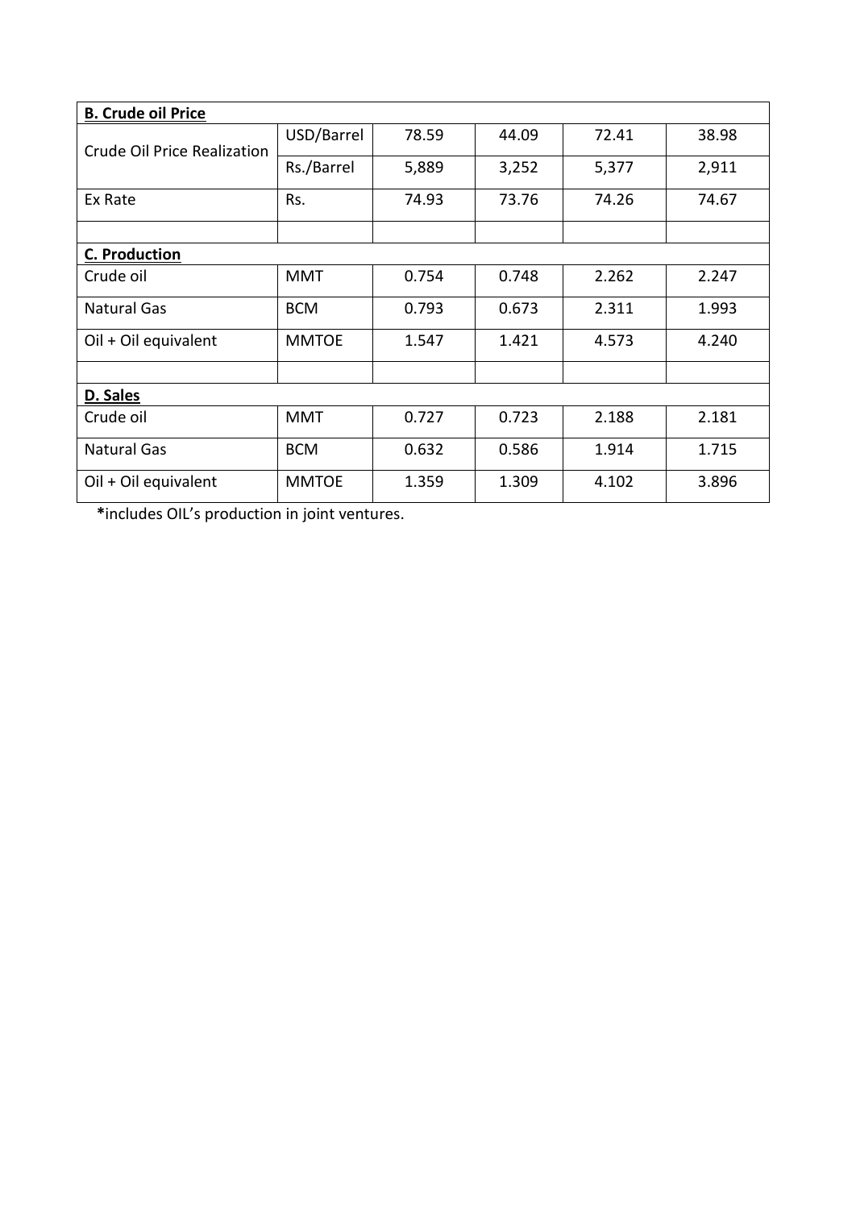| | | | | | |
|---|---|---|---|---|---|
| **B. Crude oil Price** | | | | | |
| Crude Oil Price Realization | USD/Barrel | 78.59 | 44.09 | 72.41 | 38.98 |
| | Rs./Barrel | 5,889 | 3,252 | 5,377 | 2,911 |
| Ex Rate | Rs. | 74.93 | 73.76 | 74.26 | 74.67 |
| | | | | | |
| **C. Production** | | | | | |
| Crude oil | MMT | 0.754 | 0.748 | 2.262 | 2.247 |
| Natural Gas | BCM | 0.793 | 0.673 | 2.311 | 1.993 |
| Oil + Oil equivalent | MMTOE | 1.547 | 1.421 | 4.573 | 4.240 |
| | | | | | |
| **D. Sales** | | | | | |
| Crude oil | MMT | 0.727 | 0.723 | 2.188 | 2.181 |
| Natural Gas | BCM | 0.632 | 0.586 | 1.914 | 1.715 |
| Oil + Oil equivalent | MMTOE | 1.359 | 1.309 | 4.102 | 3.896 |

**\***includes OIL's production in joint ventures.